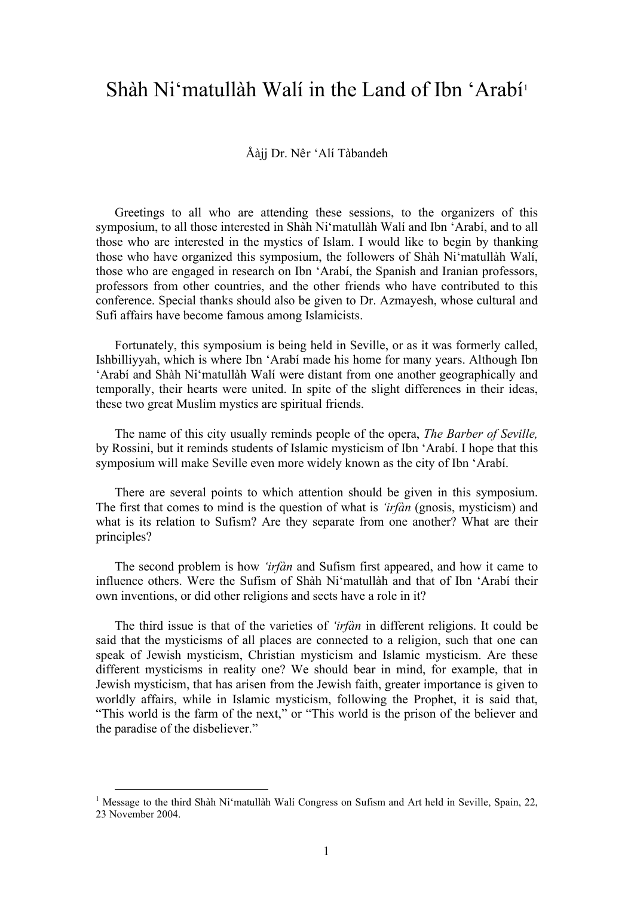# Shàh Ni'matullàh Walí in the Land of Ibn 'Arabí[1]

Åàjj Dr. Nêr 'Alí Tàbandeh

Greetings to all who are attending these sessions, to the organizers of this symposium, to all those interested in Shàh Ni'matullàh Walí and Ibn 'Arabí, and to all those who are interested in the mystics of Islam. I would like to begin by thanking those who have organized this symposium, the followers of Shàh Ni'matullàh Walí, those who are engaged in research on Ibn 'Arabí, the Spanish and Iranian professors, professors from other countries, and the other friends who have contributed to this conference. Special thanks should also be given to Dr. Azmayesh, whose cultural and Sufi affairs have become famous among Islamicists.

Fortunately, this symposium is being held in Seville, or as it was formerly called, Ishbilliyyah, which is where Ibn 'Arabí made his home for many years. Although Ibn 'Arabí and Shàh Ni'matullàh Walí were distant from one another geographically and temporally, their hearts were united. In spite of the slight differences in their ideas, these two great Muslim mystics are spiritual friends.

The name of this city usually reminds people of the opera, *The Barber of Seville,* by Rossini, but it reminds students of Islamic mysticism of Ibn 'Arabí. I hope that this symposium will make Seville even more widely known as the city of Ibn 'Arabí.

There are several points to which attention should be given in this symposium. The first that comes to mind is the question of what is *'irfàn* (gnosis, mysticism) and what is its relation to Sufism? Are they separate from one another? What are their principles?

The second problem is how *'irfàn* and Sufism first appeared, and how it came to influence others. Were the Sufism of Shàh Ni'matullàh and that of Ibn 'Arabí their own inventions, or did other religions and sects have a role in it?

The third issue is that of the varieties of *'irfàn* in different religions. It could be said that the mysticisms of all places are connected to a religion, such that one can speak of Jewish mysticism, Christian mysticism and Islamic mysticism. Are these different mysticisms in reality one? We should bear in mind, for example, that in Jewish mysticism, that has arisen from the Jewish faith, greater importance is given to worldly affairs, while in Islamic mysticism, following the Prophet, it is said that, "This world is the farm of the next," or "This world is the prison of the believer and the paradise of the disbeliever."

[1] Message to the third Shàh Ni'matullàh Walí Congress on Sufism and Art held in Seville, Spain, 22, 23 November 2004.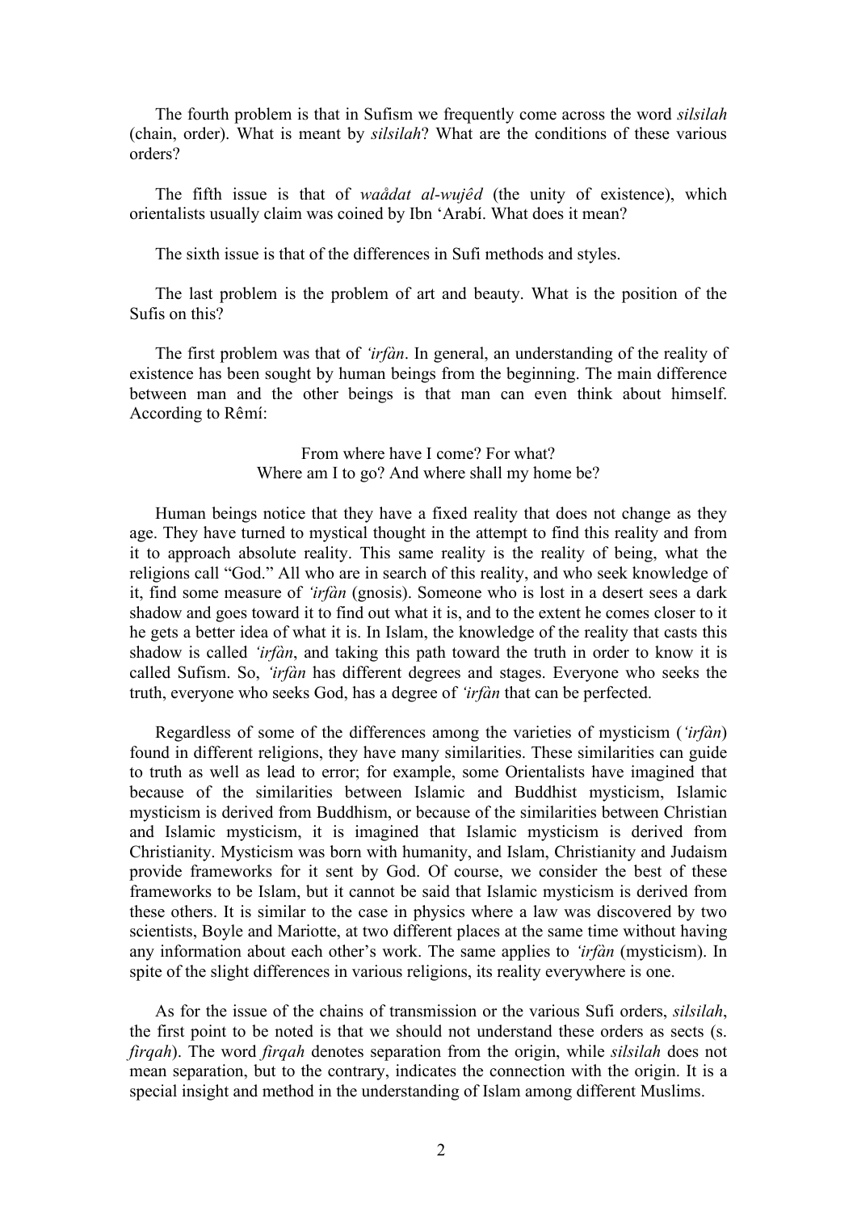The fourth problem is that in Sufism we frequently come across the word *silsilah* (chain, order). What is meant by *silsilah*? What are the conditions of these various orders?

The fifth issue is that of *waådat al-wujêd* (the unity of existence), which orientalists usually claim was coined by Ibn 'Arabí. What does it mean?

The sixth issue is that of the differences in Sufi methods and styles.

The last problem is the problem of art and beauty. What is the position of the Sufis on this?

The first problem was that of *'irfàn*. In general, an understanding of the reality of existence has been sought by human beings from the beginning. The main difference between man and the other beings is that man can even think about himself. According to Rêmí:

> From where have I come? For what?
> Where am I to go? And where shall my home be?

Human beings notice that they have a fixed reality that does not change as they age. They have turned to mystical thought in the attempt to find this reality and from it to approach absolute reality. This same reality is the reality of being, what the religions call "God." All who are in search of this reality, and who seek knowledge of it, find some measure of *'irfàn* (gnosis). Someone who is lost in a desert sees a dark shadow and goes toward it to find out what it is, and to the extent he comes closer to it he gets a better idea of what it is. In Islam, the knowledge of the reality that casts this shadow is called *'irfàn*, and taking this path toward the truth in order to know it is called Sufism. So, *'irfàn* has different degrees and stages. Everyone who seeks the truth, everyone who seeks God, has a degree of *'irfàn* that can be perfected.

Regardless of some of the differences among the varieties of mysticism (*'irfàn*) found in different religions, they have many similarities. These similarities can guide to truth as well as lead to error; for example, some Orientalists have imagined that because of the similarities between Islamic and Buddhist mysticism, Islamic mysticism is derived from Buddhism, or because of the similarities between Christian and Islamic mysticism, it is imagined that Islamic mysticism is derived from Christianity. Mysticism was born with humanity, and Islam, Christianity and Judaism provide frameworks for it sent by God. Of course, we consider the best of these frameworks to be Islam, but it cannot be said that Islamic mysticism is derived from these others. It is similar to the case in physics where a law was discovered by two scientists, Boyle and Mariotte, at two different places at the same time without having any information about each other's work. The same applies to *'irfàn* (mysticism). In spite of the slight differences in various religions, its reality everywhere is one.

As for the issue of the chains of transmission or the various Sufi orders, *silsilah*, the first point to be noted is that we should not understand these orders as sects (s. *firqah*). The word *firqah* denotes separation from the origin, while *silsilah* does not mean separation, but to the contrary, indicates the connection with the origin. It is a special insight and method in the understanding of Islam among different Muslims.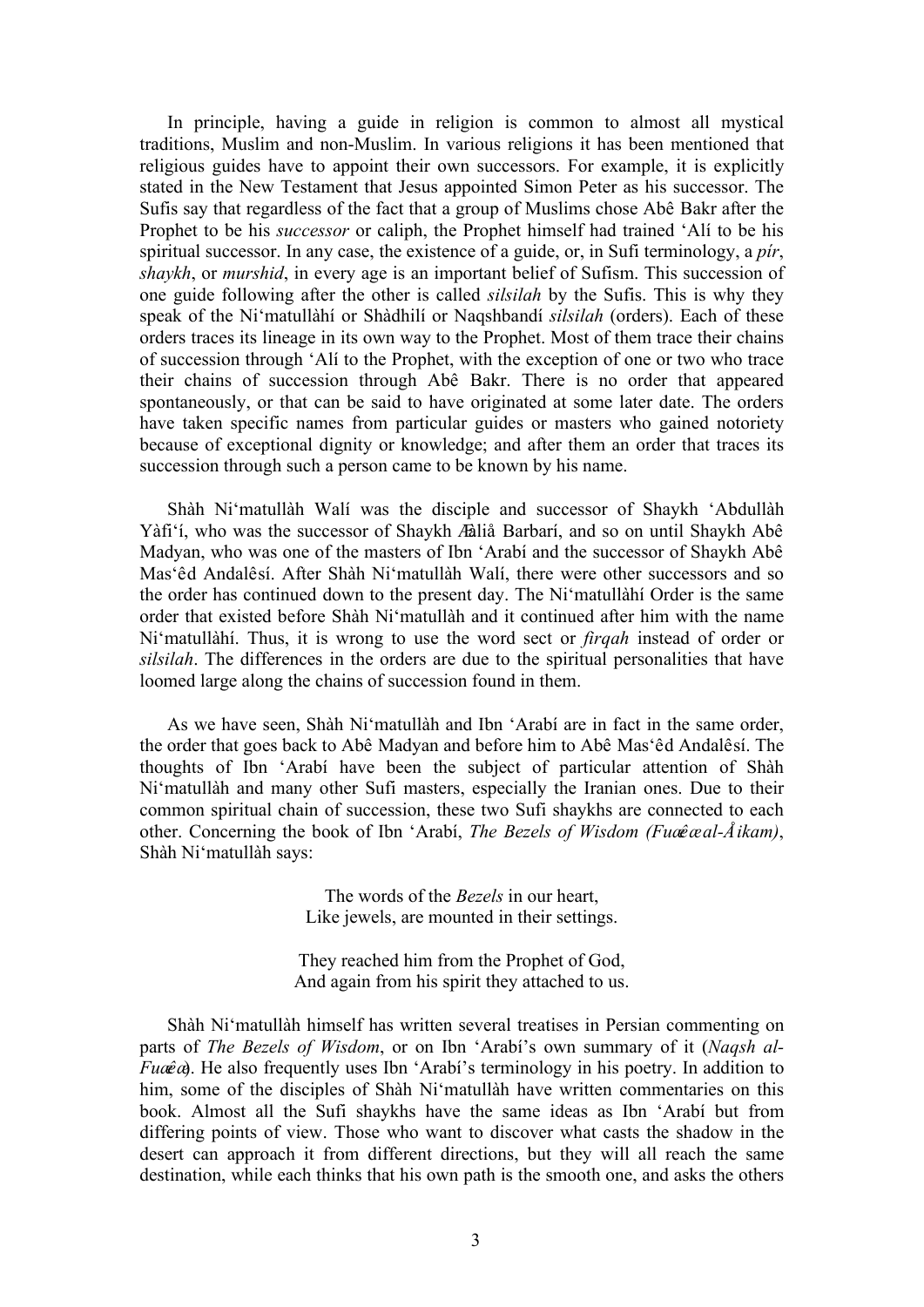In principle, having a guide in religion is common to almost all mystical traditions, Muslim and non-Muslim. In various religions it has been mentioned that religious guides have to appoint their own successors. For example, it is explicitly stated in the New Testament that Jesus appointed Simon Peter as his successor. The Sufis say that regardless of the fact that a group of Muslims chose Abê Bakr after the Prophet to be his *successor* or caliph, the Prophet himself had trained 'Alí to be his spiritual successor. In any case, the existence of a guide, or, in Sufi terminology, a *pír*, *shaykh*, or *murshid*, in every age is an important belief of Sufism. This succession of one guide following after the other is called *silsilah* by the Sufis. This is why they speak of the Ni'matullàhí or Shàdhilí or Naqshbandí *silsilah* (orders). Each of these orders traces its lineage in its own way to the Prophet. Most of them trace their chains of succession through 'Alí to the Prophet, with the exception of one or two who trace their chains of succession through Abê Bakr. There is no order that appeared spontaneously, or that can be said to have originated at some later date. The orders have taken specific names from particular guides or masters who gained notoriety because of exceptional dignity or knowledge; and after them an order that traces its succession through such a person came to be known by his name.

Shàh Ni'matullàh Walí was the disciple and successor of Shaykh 'Abdullàh Yàfi'í, who was the successor of Shaykh Æàliå Barbarí, and so on until Shaykh Abê Madyan, who was one of the masters of Ibn 'Arabí and the successor of Shaykh Abê Mas'êd Andalêsí. After Shàh Ni'matullàh Walí, there were other successors and so the order has continued down to the present day. The Ni'matullàhí Order is the same order that existed before Shàh Ni'matullàh and it continued after him with the name Ni'matullàhí. Thus, it is wrong to use the word sect or *firqah* instead of order or *silsilah*. The differences in the orders are due to the spiritual personalities that have loomed large along the chains of succession found in them.

As we have seen, Shàh Ni'matullàh and Ibn 'Arabí are in fact in the same order, the order that goes back to Abê Madyan and before him to Abê Mas'êd Andalêsí. The thoughts of Ibn 'Arabí have been the subject of particular attention of Shàh Ni'matullàh and many other Sufi masters, especially the Iranian ones. Due to their common spiritual chain of succession, these two Sufi shaykhs are connected to each other. Concerning the book of Ibn 'Arabí, *The Bezels of Wisdom (Fuæêæ al-Åikam)*, Shàh Ni'matullàh says:

> The words of the *Bezels* in our heart,
> Like jewels, are mounted in their settings.
>
> They reached him from the Prophet of God,
> And again from his spirit they attached to us.

Shàh Ni'matullàh himself has written several treatises in Persian commenting on parts of *The Bezels of Wisdom*, or on Ibn 'Arabí's own summary of it (*Naqsh al-Fuæêæ*). He also frequently uses Ibn 'Arabí's terminology in his poetry. In addition to him, some of the disciples of Shàh Ni'matullàh have written commentaries on this book. Almost all the Sufi shaykhs have the same ideas as Ibn 'Arabí but from differing points of view. Those who want to discover what casts the shadow in the desert can approach it from different directions, but they will all reach the same destination, while each thinks that his own path is the smooth one, and asks the others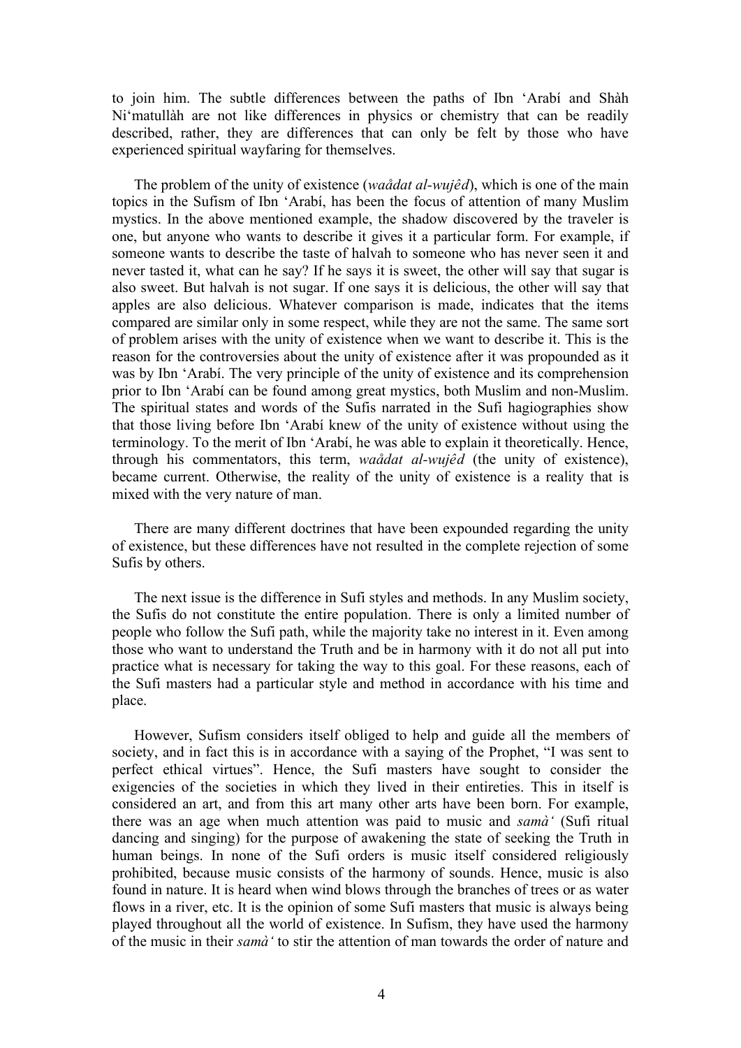to join him. The subtle differences between the paths of Ibn ʻArabí and Shàh Niʻmatullàh are not like differences in physics or chemistry that can be readily described, rather, they are differences that can only be felt by those who have experienced spiritual wayfaring for themselves.

The problem of the unity of existence (*waådat al-wujêd*), which is one of the main topics in the Sufism of Ibn ʻArabí, has been the focus of attention of many Muslim mystics. In the above mentioned example, the shadow discovered by the traveler is one, but anyone who wants to describe it gives it a particular form. For example, if someone wants to describe the taste of halvah to someone who has never seen it and never tasted it, what can he say? If he says it is sweet, the other will say that sugar is also sweet. But halvah is not sugar. If one says it is delicious, the other will say that apples are also delicious. Whatever comparison is made, indicates that the items compared are similar only in some respect, while they are not the same. The same sort of problem arises with the unity of existence when we want to describe it. This is the reason for the controversies about the unity of existence after it was propounded as it was by Ibn ʻArabí. The very principle of the unity of existence and its comprehension prior to Ibn ʻArabí can be found among great mystics, both Muslim and non-Muslim. The spiritual states and words of the Sufis narrated in the Sufi hagiographies show that those living before Ibn ʻArabí knew of the unity of existence without using the terminology. To the merit of Ibn ʻArabí, he was able to explain it theoretically. Hence, through his commentators, this term, *waådat al-wujêd* (the unity of existence), became current. Otherwise, the reality of the unity of existence is a reality that is mixed with the very nature of man.

There are many different doctrines that have been expounded regarding the unity of existence, but these differences have not resulted in the complete rejection of some Sufis by others.

The next issue is the difference in Sufi styles and methods. In any Muslim society, the Sufis do not constitute the entire population. There is only a limited number of people who follow the Sufi path, while the majority take no interest in it. Even among those who want to understand the Truth and be in harmony with it do not all put into practice what is necessary for taking the way to this goal. For these reasons, each of the Sufi masters had a particular style and method in accordance with his time and place.

However, Sufism considers itself obliged to help and guide all the members of society, and in fact this is in accordance with a saying of the Prophet, "I was sent to perfect ethical virtues". Hence, the Sufi masters have sought to consider the exigencies of the societies in which they lived in their entireties. This in itself is considered an art, and from this art many other arts have been born. For example, there was an age when much attention was paid to music and *samàʻ* (Sufi ritual dancing and singing) for the purpose of awakening the state of seeking the Truth in human beings. In none of the Sufi orders is music itself considered religiously prohibited, because music consists of the harmony of sounds. Hence, music is also found in nature. It is heard when wind blows through the branches of trees or as water flows in a river, etc. It is the opinion of some Sufi masters that music is always being played throughout all the world of existence. In Sufism, they have used the harmony of the music in their *samàʻ* to stir the attention of man towards the order of nature and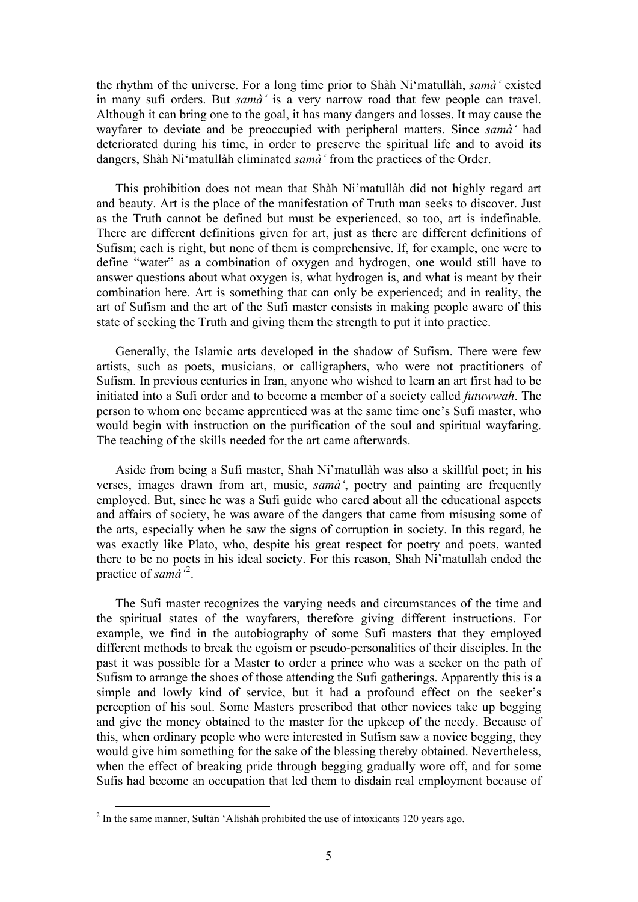the rhythm of the universe. For a long time prior to Shàh Ni'matullàh, *samà'* existed in many sufi orders. But *samà'* is a very narrow road that few people can travel. Although it can bring one to the goal, it has many dangers and losses. It may cause the wayfarer to deviate and be preoccupied with peripheral matters. Since *samà'* had deteriorated during his time, in order to preserve the spiritual life and to avoid its dangers, Shàh Ni'matullàh eliminated *samà'* from the practices of the Order.

This prohibition does not mean that Shàh Ni'matullàh did not highly regard art and beauty. Art is the place of the manifestation of Truth man seeks to discover. Just as the Truth cannot be defined but must be experienced, so too, art is indefinable. There are different definitions given for art, just as there are different definitions of Sufism; each is right, but none of them is comprehensive. If, for example, one were to define "water" as a combination of oxygen and hydrogen, one would still have to answer questions about what oxygen is, what hydrogen is, and what is meant by their combination here. Art is something that can only be experienced; and in reality, the art of Sufism and the art of the Sufi master consists in making people aware of this state of seeking the Truth and giving them the strength to put it into practice.

Generally, the Islamic arts developed in the shadow of Sufism. There were few artists, such as poets, musicians, or calligraphers, who were not practitioners of Sufism. In previous centuries in Iran, anyone who wished to learn an art first had to be initiated into a Sufi order and to become a member of a society called *futuwwah*. The person to whom one became apprenticed was at the same time one's Sufi master, who would begin with instruction on the purification of the soul and spiritual wayfaring. The teaching of the skills needed for the art came afterwards.

Aside from being a Sufi master, Shah Ni'matullàh was also a skillful poet; in his verses, images drawn from art, music, *samà'*, poetry and painting are frequently employed. But, since he was a Sufi guide who cared about all the educational aspects and affairs of society, he was aware of the dangers that came from misusing some of the arts, especially when he saw the signs of corruption in society. In this regard, he was exactly like Plato, who, despite his great respect for poetry and poets, wanted there to be no poets in his ideal society. For this reason, Shah Ni'matullah ended the practice of *samà'*[2].

The Sufi master recognizes the varying needs and circumstances of the time and the spiritual states of the wayfarers, therefore giving different instructions. For example, we find in the autobiography of some Sufi masters that they employed different methods to break the egoism or pseudo-personalities of their disciples. In the past it was possible for a Master to order a prince who was a seeker on the path of Sufism to arrange the shoes of those attending the Sufi gatherings. Apparently this is a simple and lowly kind of service, but it had a profound effect on the seeker's perception of his soul. Some Masters prescribed that other novices take up begging and give the money obtained to the master for the upkeep of the needy. Because of this, when ordinary people who were interested in Sufism saw a novice begging, they would give him something for the sake of the blessing thereby obtained. Nevertheless, when the effect of breaking pride through begging gradually wore off, and for some Sufis had become an occupation that led them to disdain real employment because of

[2] In the same manner, Sultàn 'Alíshàh prohibited the use of intoxicants 120 years ago.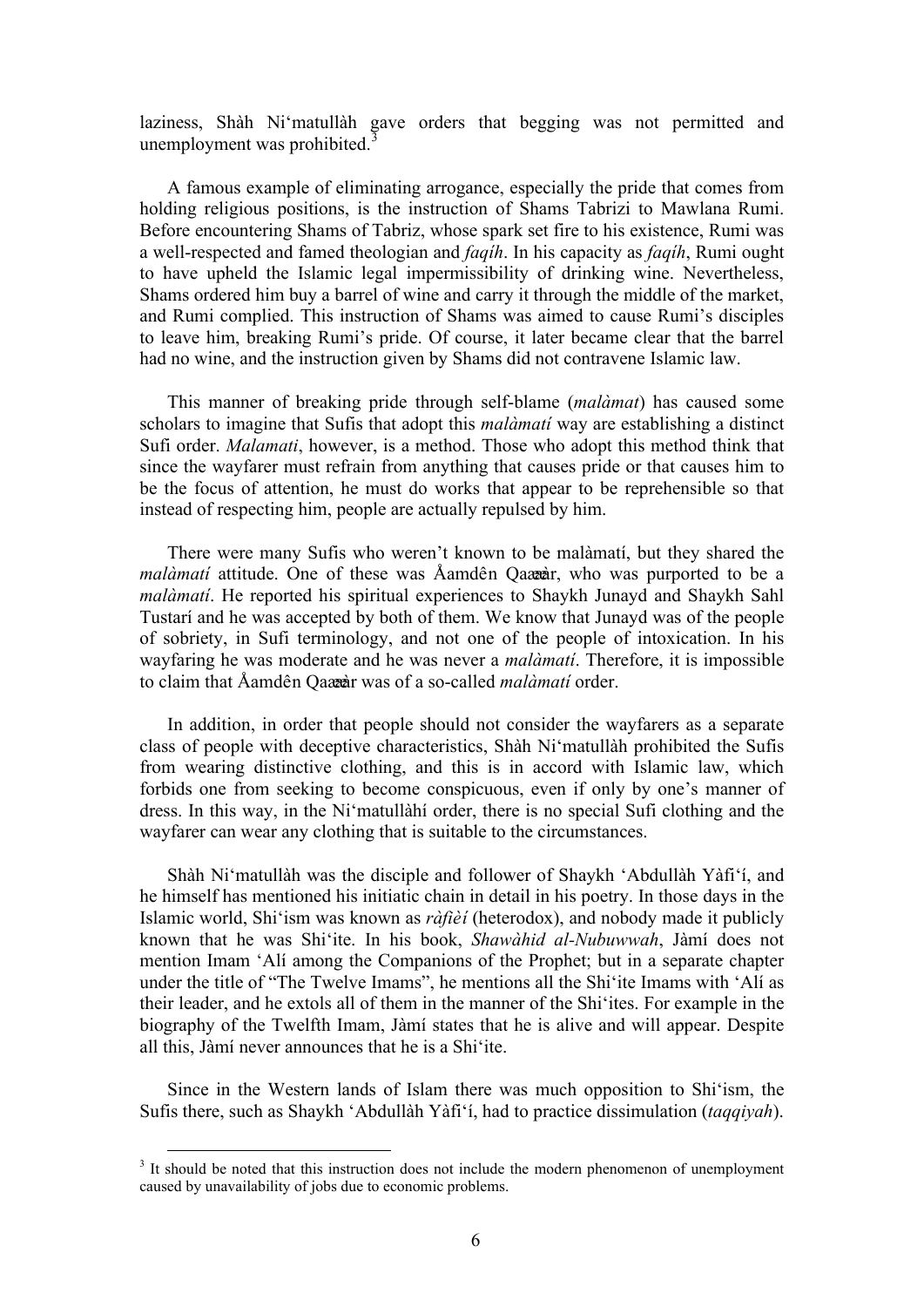laziness, Shàh Ni'matullàh gave orders that begging was not permitted and unemployment was prohibited.[3]

A famous example of eliminating arrogance, especially the pride that comes from holding religious positions, is the instruction of Shams Tabrizi to Mawlana Rumi. Before encountering Shams of Tabriz, whose spark set fire to his existence, Rumi was a well-respected and famed theologian and *faqíh*. In his capacity as *faqíh*, Rumi ought to have upheld the Islamic legal impermissibility of drinking wine. Nevertheless, Shams ordered him buy a barrel of wine and carry it through the middle of the market, and Rumi complied. This instruction of Shams was aimed to cause Rumi's disciples to leave him, breaking Rumi's pride. Of course, it later became clear that the barrel had no wine, and the instruction given by Shams did not contravene Islamic law.

This manner of breaking pride through self-blame (*malàmat*) has caused some scholars to imagine that Sufis that adopt this *malàmatí* way are establishing a distinct Sufi order. *Malamati*, however, is a method. Those who adopt this method think that since the wayfarer must refrain from anything that causes pride or that causes him to be the focus of attention, he must do works that appear to be reprehensible so that instead of respecting him, people are actually repulsed by him.

There were many Sufis who weren't known to be malàmatí, but they shared the *malàmatí* attitude. One of these was Åamdên Qaææar, who was purported to be a *malàmatí*. He reported his spiritual experiences to Shaykh Junayd and Shaykh Sahl Tustarí and he was accepted by both of them. We know that Junayd was of the people of sobriety, in Sufi terminology, and not one of the people of intoxication. In his wayfaring he was moderate and he was never a *malàmatí*. Therefore, it is impossible to claim that Åamdên Qaææar was of a so-called *malàmatí* order.

In addition, in order that people should not consider the wayfarers as a separate class of people with deceptive characteristics, Shàh Ni'matullàh prohibited the Sufis from wearing distinctive clothing, and this is in accord with Islamic law, which forbids one from seeking to become conspicuous, even if only by one's manner of dress. In this way, in the Ni'matullàhí order, there is no special Sufi clothing and the wayfarer can wear any clothing that is suitable to the circumstances.

Shàh Ni'matullàh was the disciple and follower of Shaykh 'Abdullàh Yàfi'í, and he himself has mentioned his initiatic chain in detail in his poetry. In those days in the Islamic world, Shi'ism was known as *ràfièí* (heterodox), and nobody made it publicly known that he was Shi'ite. In his book, *Shawàhid al-Nubuwwah*, Jàmí does not mention Imam 'Alí among the Companions of the Prophet; but in a separate chapter under the title of "The Twelve Imams", he mentions all the Shi'ite Imams with 'Alí as their leader, and he extols all of them in the manner of the Shi'ites. For example in the biography of the Twelfth Imam, Jàmí states that he is alive and will appear. Despite all this, Jàmí never announces that he is a Shi'ite.

Since in the Western lands of Islam there was much opposition to Shi'ism, the Sufis there, such as Shaykh 'Abdullàh Yàfi'í, had to practice dissimulation (*taqqiyah*).

[3] It should be noted that this instruction does not include the modern phenomenon of unemployment caused by unavailability of jobs due to economic problems.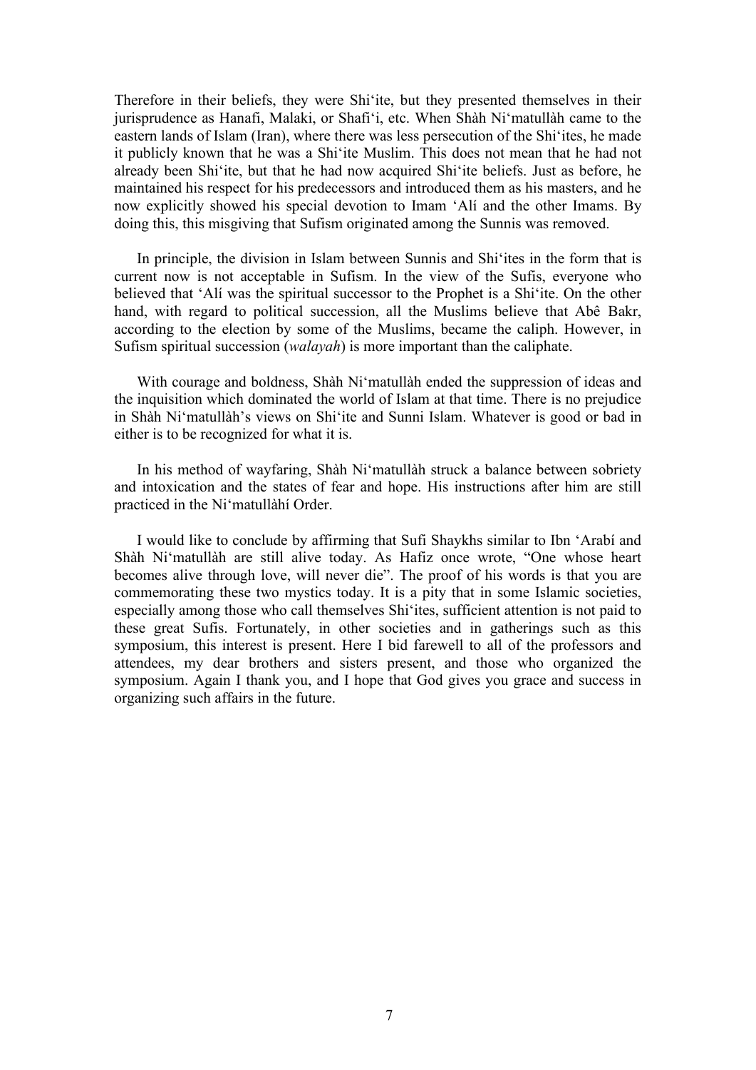Therefore in their beliefs, they were Shi'ite, but they presented themselves in their jurisprudence as Hanafi, Malaki, or Shafi'i, etc. When Shàh Ni'matullàh came to the eastern lands of Islam (Iran), where there was less persecution of the Shi'ites, he made it publicly known that he was a Shi'ite Muslim. This does not mean that he had not already been Shi'ite, but that he had now acquired Shi'ite beliefs. Just as before, he maintained his respect for his predecessors and introduced them as his masters, and he now explicitly showed his special devotion to Imam 'Alí and the other Imams. By doing this, this misgiving that Sufism originated among the Sunnis was removed.

In principle, the division in Islam between Sunnis and Shi'ites in the form that is current now is not acceptable in Sufism. In the view of the Sufis, everyone who believed that 'Alí was the spiritual successor to the Prophet is a Shi'ite. On the other hand, with regard to political succession, all the Muslims believe that Abê Bakr, according to the election by some of the Muslims, became the caliph. However, in Sufism spiritual succession (*walayah*) is more important than the caliphate.

With courage and boldness, Shàh Ni'matullàh ended the suppression of ideas and the inquisition which dominated the world of Islam at that time. There is no prejudice in Shàh Ni'matullàh's views on Shi'ite and Sunni Islam. Whatever is good or bad in either is to be recognized for what it is.

In his method of wayfaring, Shàh Ni'matullàh struck a balance between sobriety and intoxication and the states of fear and hope. His instructions after him are still practiced in the Ni'matullàhí Order.

I would like to conclude by affirming that Sufi Shaykhs similar to Ibn 'Arabí and Shàh Ni'matullàh are still alive today. As Hafiz once wrote, "One whose heart becomes alive through love, will never die". The proof of his words is that you are commemorating these two mystics today. It is a pity that in some Islamic societies, especially among those who call themselves Shi'ites, sufficient attention is not paid to these great Sufis. Fortunately, in other societies and in gatherings such as this symposium, this interest is present. Here I bid farewell to all of the professors and attendees, my dear brothers and sisters present, and those who organized the symposium. Again I thank you, and I hope that God gives you grace and success in organizing such affairs in the future.